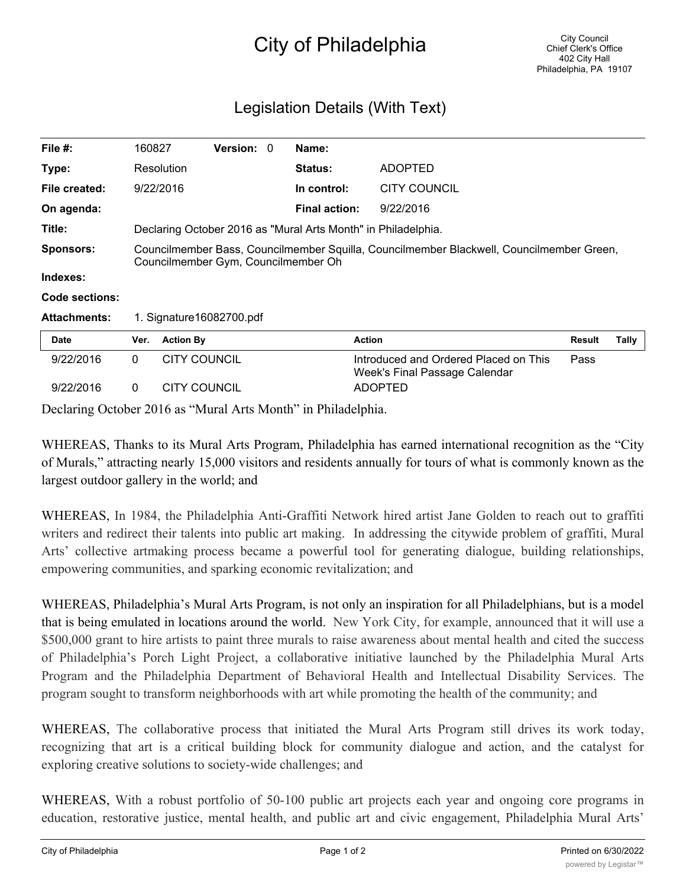# City of Philadelphia

City Council
Chief Clerk's Office
402 City Hall
Philadelphia, PA 19107

## Legislation Details (With Text)

| | | | | | |
|---|---|---|---|---|---|
| **File #:** | 160827 | **Version:** 0 | | **Name:** | |
| **Type:** | Resolution | | | **Status:** | ADOPTED |
| **File created:** | 9/22/2016 | | | **In control:** | CITY COUNCIL |
| **On agenda:** | | | | **Final action:** | 9/22/2016 |

**Title:** Declaring October 2016 as "Mural Arts Month" in Philadelphia.

**Sponsors:** Councilmember Bass, Councilmember Squilla, Councilmember Blackwell, Councilmember Green, Councilmember Gym, Councilmember Oh

**Indexes:**

**Code sections:**

**Attachments:** 1. Signature16082700.pdf

| Date | Ver. | Action By | Action | Result | Tally |
|---|---|---|---|---|---|
| 9/22/2016 | 0 | CITY COUNCIL | Introduced and Ordered Placed on This Week's Final Passage Calendar | Pass | |
| 9/22/2016 | 0 | CITY COUNCIL | ADOPTED | | |

Declaring October 2016 as "Mural Arts Month" in Philadelphia.

WHEREAS, Thanks to its Mural Arts Program, Philadelphia has earned international recognition as the "City of Murals," attracting nearly 15,000 visitors and residents annually for tours of what is commonly known as the largest outdoor gallery in the world; and

WHEREAS, In 1984, the Philadelphia Anti-Graffiti Network hired artist Jane Golden to reach out to graffiti writers and redirect their talents into public art making. In addressing the citywide problem of graffiti, Mural Arts' collective artmaking process became a powerful tool for generating dialogue, building relationships, empowering communities, and sparking economic revitalization; and

WHEREAS, Philadelphia's Mural Arts Program, is not only an inspiration for all Philadelphians, but is a model that is being emulated in locations around the world. New York City, for example, announced that it will use a $500,000 grant to hire artists to paint three murals to raise awareness about mental health and cited the success of Philadelphia's Porch Light Project, a collaborative initiative launched by the Philadelphia Mural Arts Program and the Philadelphia Department of Behavioral Health and Intellectual Disability Services. The program sought to transform neighborhoods with art while promoting the health of the community; and

WHEREAS, The collaborative process that initiated the Mural Arts Program still drives its work today, recognizing that art is a critical building block for community dialogue and action, and the catalyst for exploring creative solutions to society-wide challenges; and

WHEREAS, With a robust portfolio of 50-100 public art projects each year and ongoing core programs in education, restorative justice, mental health, and public art and civic engagement, Philadelphia Mural Arts'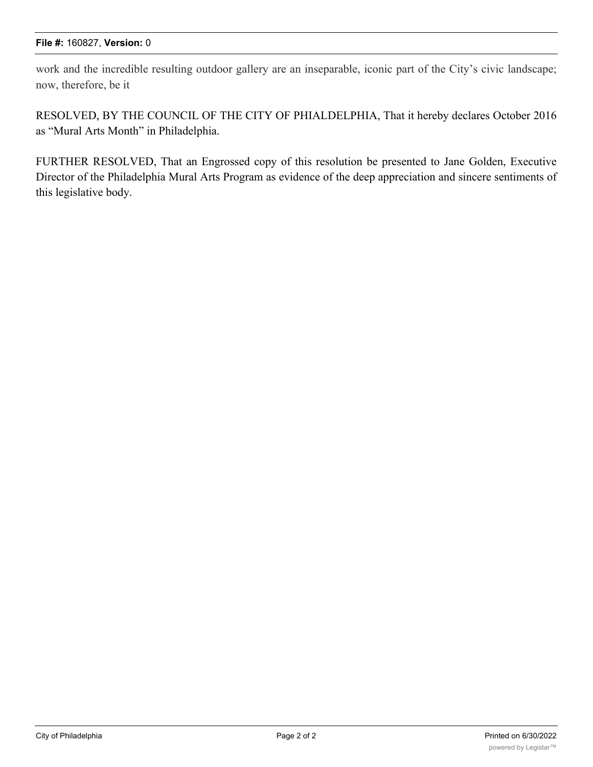work and the incredible resulting outdoor gallery are an inseparable, iconic part of the City's civic landscape; now, therefore, be it

RESOLVED, BY THE COUNCIL OF THE CITY OF PHIALDELPHIA, That it hereby declares October 2016 as "Mural Arts Month" in Philadelphia.

FURTHER RESOLVED, That an Engrossed copy of this resolution be presented to Jane Golden, Executive Director of the Philadelphia Mural Arts Program as evidence of the deep appreciation and sincere sentiments of this legislative body.